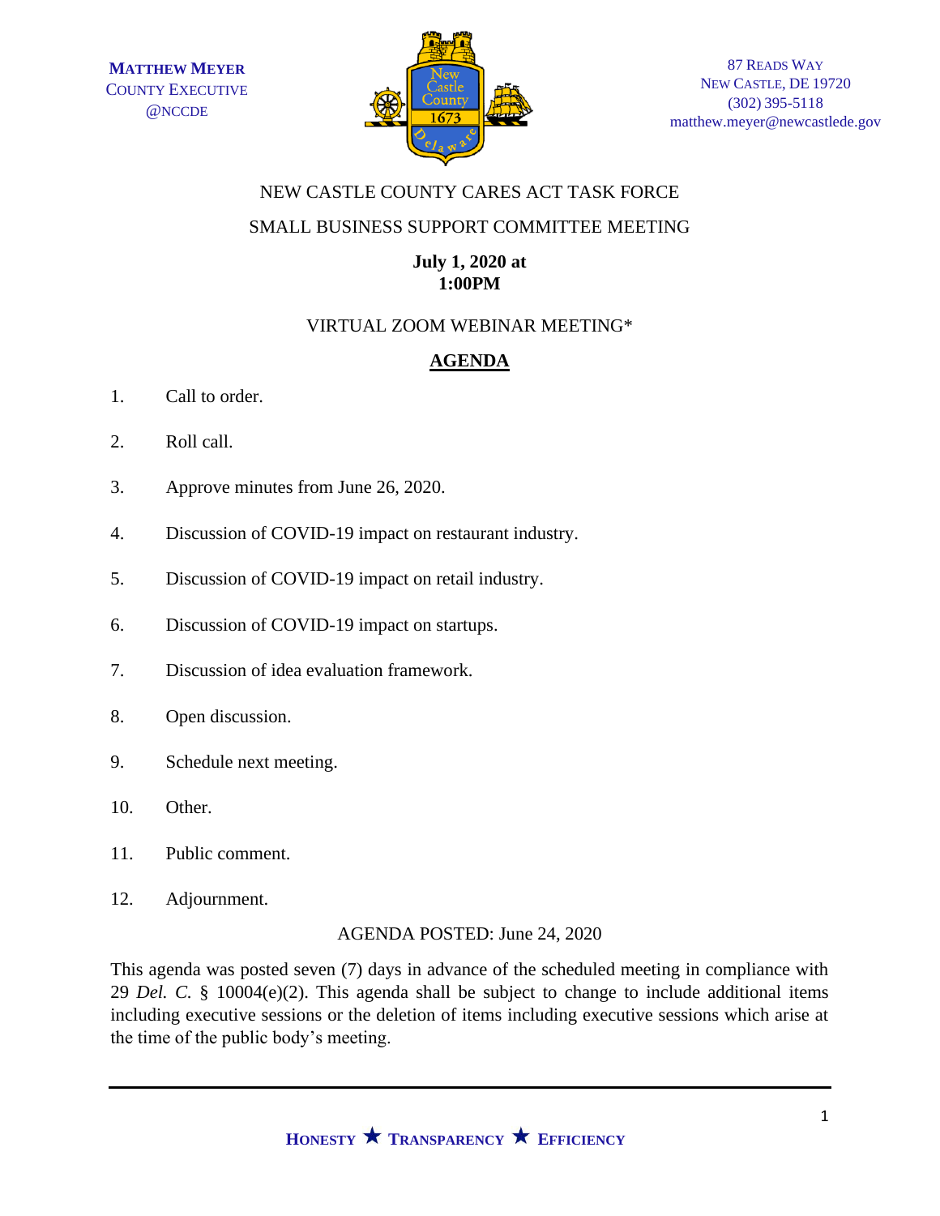**MATTHEW MEYER**
COUNTY EXECUTIVE
@NCCDE

87 READS WAY
NEW CASTLE, DE 19720
(302) 395-5118
matthew.meyer@newcastlede.gov

NEW CASTLE COUNTY CARES ACT TASK FORCE

SMALL BUSINESS SUPPORT COMMITTEE MEETING

**July 1, 2020 at**
**1:00PM**

VIRTUAL ZOOM WEBINAR MEETING*

# AGENDA

1. Call to order.
2. Roll call.
3. Approve minutes from June 26, 2020.
4. Discussion of COVID-19 impact on restaurant industry.
5. Discussion of COVID-19 impact on retail industry.
6. Discussion of COVID-19 impact on startups.
7. Discussion of idea evaluation framework.
8. Open discussion.
9. Schedule next meeting.
10. Other.
11. Public comment.
12. Adjournment.

AGENDA POSTED: June 24, 2020

This agenda was posted seven (7) days in advance of the scheduled meeting in compliance with 29 *Del. C.* § 10004(e)(2). This agenda shall be subject to change to include additional items including executive sessions or the deletion of items including executive sessions which arise at the time of the public body's meeting.

**HONESTY ★ TRANSPARENCY ★ EFFICIENCY**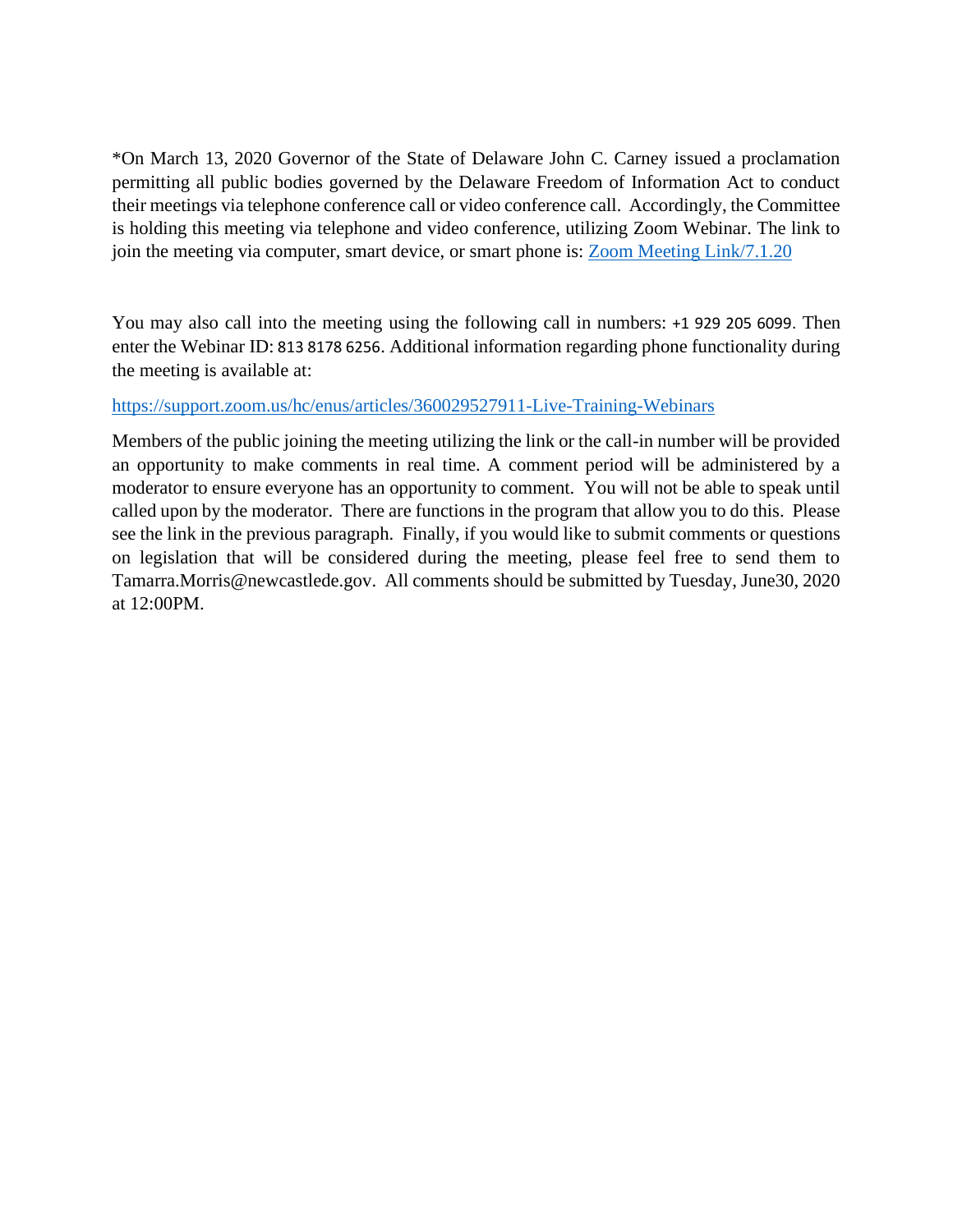*On March 13, 2020 Governor of the State of Delaware John C. Carney issued a proclamation permitting all public bodies governed by the Delaware Freedom of Information Act to conduct their meetings via telephone conference call or video conference call. Accordingly, the Committee is holding this meeting via telephone and video conference, utilizing Zoom Webinar. The link to join the meeting via computer, smart device, or smart phone is: Zoom Meeting Link/7.1.20

You may also call into the meeting using the following call in numbers: +1 929 205 6099. Then enter the Webinar ID: 813 8178 6256. Additional information regarding phone functionality during the meeting is available at:

https://support.zoom.us/hc/enus/articles/360029527911-Live-Training-Webinars

Members of the public joining the meeting utilizing the link or the call-in number will be provided an opportunity to make comments in real time. A comment period will be administered by a moderator to ensure everyone has an opportunity to comment. You will not be able to speak until called upon by the moderator. There are functions in the program that allow you to do this. Please see the link in the previous paragraph. Finally, if you would like to submit comments or questions on legislation that will be considered during the meeting, please feel free to send them to Tamarra.Morris@newcastlede.gov. All comments should be submitted by Tuesday, June30, 2020 at 12:00PM.